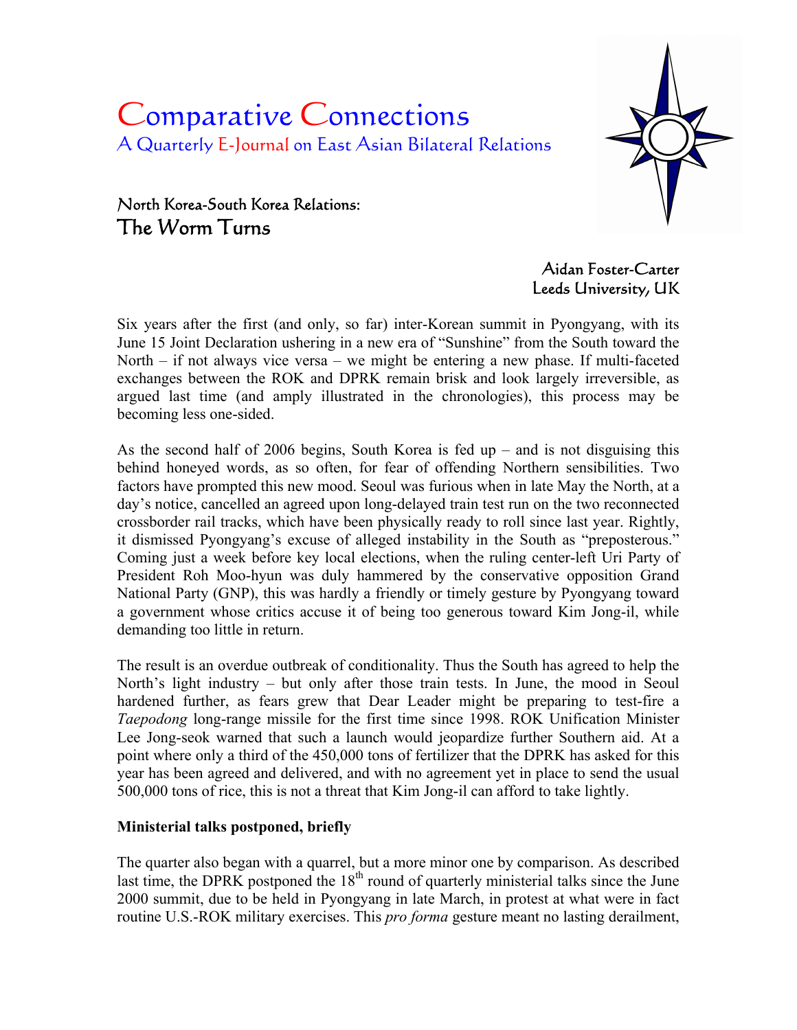# Comparative Connections

A Quarterly E-Journal on East Asian Bilateral Relations

## North Korea-South Korea Relations:
## The Worm Turns

Aidan Foster-Carter
Leeds University, UK

Six years after the first (and only, so far) inter-Korean summit in Pyongyang, with its June 15 Joint Declaration ushering in a new era of "Sunshine" from the South toward the North – if not always vice versa – we might be entering a new phase. If multi-faceted exchanges between the ROK and DPRK remain brisk and look largely irreversible, as argued last time (and amply illustrated in the chronologies), this process may be becoming less one-sided.

As the second half of 2006 begins, South Korea is fed up – and is not disguising this behind honeyed words, as so often, for fear of offending Northern sensibilities. Two factors have prompted this new mood. Seoul was furious when in late May the North, at a day's notice, cancelled an agreed upon long-delayed train test run on the two reconnected crossborder rail tracks, which have been physically ready to roll since last year. Rightly, it dismissed Pyongyang's excuse of alleged instability in the South as "preposterous." Coming just a week before key local elections, when the ruling center-left Uri Party of President Roh Moo-hyun was duly hammered by the conservative opposition Grand National Party (GNP), this was hardly a friendly or timely gesture by Pyongyang toward a government whose critics accuse it of being too generous toward Kim Jong-il, while demanding too little in return.

The result is an overdue outbreak of conditionality. Thus the South has agreed to help the North's light industry – but only after those train tests. In June, the mood in Seoul hardened further, as fears grew that Dear Leader might be preparing to test-fire a *Taepodong* long-range missile for the first time since 1998. ROK Unification Minister Lee Jong-seok warned that such a launch would jeopardize further Southern aid. At a point where only a third of the 450,000 tons of fertilizer that the DPRK has asked for this year has been agreed and delivered, and with no agreement yet in place to send the usual 500,000 tons of rice, this is not a threat that Kim Jong-il can afford to take lightly.

**Ministerial talks postponed, briefly**

The quarter also began with a quarrel, but a more minor one by comparison. As described last time, the DPRK postponed the 18th round of quarterly ministerial talks since the June 2000 summit, due to be held in Pyongyang in late March, in protest at what were in fact routine U.S.-ROK military exercises. This *pro forma* gesture meant no lasting derailment,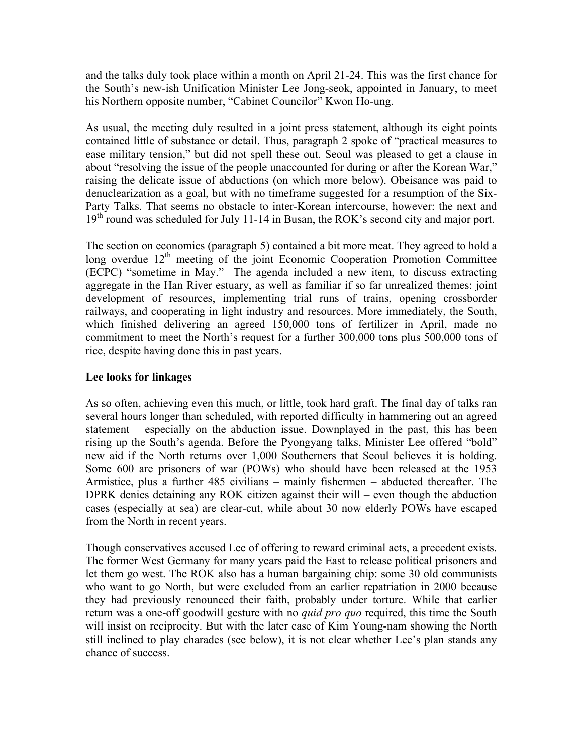and the talks duly took place within a month on April 21-24. This was the first chance for the South's new-ish Unification Minister Lee Jong-seok, appointed in January, to meet his Northern opposite number, "Cabinet Councilor" Kwon Ho-ung.

As usual, the meeting duly resulted in a joint press statement, although its eight points contained little of substance or detail. Thus, paragraph 2 spoke of "practical measures to ease military tension," but did not spell these out. Seoul was pleased to get a clause in about "resolving the issue of the people unaccounted for during or after the Korean War," raising the delicate issue of abductions (on which more below). Obeisance was paid to denuclearization as a goal, but with no timeframe suggested for a resumption of the Six-Party Talks. That seems no obstacle to inter-Korean intercourse, however: the next and 19th round was scheduled for July 11-14 in Busan, the ROK's second city and major port.

The section on economics (paragraph 5) contained a bit more meat. They agreed to hold a long overdue 12th meeting of the joint Economic Cooperation Promotion Committee (ECPC) "sometime in May." The agenda included a new item, to discuss extracting aggregate in the Han River estuary, as well as familiar if so far unrealized themes: joint development of resources, implementing trial runs of trains, opening crossborder railways, and cooperating in light industry and resources. More immediately, the South, which finished delivering an agreed 150,000 tons of fertilizer in April, made no commitment to meet the North's request for a further 300,000 tons plus 500,000 tons of rice, despite having done this in past years.

**Lee looks for linkages**

As so often, achieving even this much, or little, took hard graft. The final day of talks ran several hours longer than scheduled, with reported difficulty in hammering out an agreed statement – especially on the abduction issue. Downplayed in the past, this has been rising up the South's agenda. Before the Pyongyang talks, Minister Lee offered "bold" new aid if the North returns over 1,000 Southerners that Seoul believes it is holding. Some 600 are prisoners of war (POWs) who should have been released at the 1953 Armistice, plus a further 485 civilians – mainly fishermen – abducted thereafter. The DPRK denies detaining any ROK citizen against their will – even though the abduction cases (especially at sea) are clear-cut, while about 30 now elderly POWs have escaped from the North in recent years.

Though conservatives accused Lee of offering to reward criminal acts, a precedent exists. The former West Germany for many years paid the East to release political prisoners and let them go west. The ROK also has a human bargaining chip: some 30 old communists who want to go North, but were excluded from an earlier repatriation in 2000 because they had previously renounced their faith, probably under torture. While that earlier return was a one-off goodwill gesture with no *quid pro quo* required, this time the South will insist on reciprocity. But with the later case of Kim Young-nam showing the North still inclined to play charades (see below), it is not clear whether Lee's plan stands any chance of success.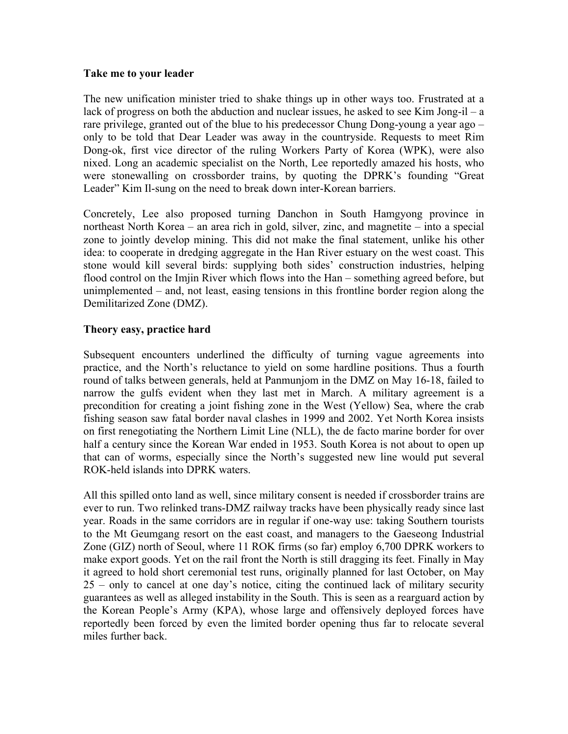**Take me to your leader**

The new unification minister tried to shake things up in other ways too. Frustrated at a lack of progress on both the abduction and nuclear issues, he asked to see Kim Jong-il – a rare privilege, granted out of the blue to his predecessor Chung Dong-young a year ago – only to be told that Dear Leader was away in the countryside. Requests to meet Rim Dong-ok, first vice director of the ruling Workers Party of Korea (WPK), were also nixed. Long an academic specialist on the North, Lee reportedly amazed his hosts, who were stonewalling on crossborder trains, by quoting the DPRK's founding "Great Leader" Kim Il-sung on the need to break down inter-Korean barriers.

Concretely, Lee also proposed turning Danchon in South Hamgyong province in northeast North Korea – an area rich in gold, silver, zinc, and magnetite – into a special zone to jointly develop mining. This did not make the final statement, unlike his other idea: to cooperate in dredging aggregate in the Han River estuary on the west coast. This stone would kill several birds: supplying both sides' construction industries, helping flood control on the Imjin River which flows into the Han – something agreed before, but unimplemented – and, not least, easing tensions in this frontline border region along the Demilitarized Zone (DMZ).

**Theory easy, practice hard**

Subsequent encounters underlined the difficulty of turning vague agreements into practice, and the North's reluctance to yield on some hardline positions. Thus a fourth round of talks between generals, held at Panmunjom in the DMZ on May 16-18, failed to narrow the gulfs evident when they last met in March. A military agreement is a precondition for creating a joint fishing zone in the West (Yellow) Sea, where the crab fishing season saw fatal border naval clashes in 1999 and 2002. Yet North Korea insists on first renegotiating the Northern Limit Line (NLL), the de facto marine border for over half a century since the Korean War ended in 1953. South Korea is not about to open up that can of worms, especially since the North's suggested new line would put several ROK-held islands into DPRK waters.

All this spilled onto land as well, since military consent is needed if crossborder trains are ever to run. Two relinked trans-DMZ railway tracks have been physically ready since last year. Roads in the same corridors are in regular if one-way use: taking Southern tourists to the Mt Geumgang resort on the east coast, and managers to the Gaeseong Industrial Zone (GIZ) north of Seoul, where 11 ROK firms (so far) employ 6,700 DPRK workers to make export goods. Yet on the rail front the North is still dragging its feet. Finally in May it agreed to hold short ceremonial test runs, originally planned for last October, on May 25 – only to cancel at one day's notice, citing the continued lack of military security guarantees as well as alleged instability in the South. This is seen as a rearguard action by the Korean People's Army (KPA), whose large and offensively deployed forces have reportedly been forced by even the limited border opening thus far to relocate several miles further back.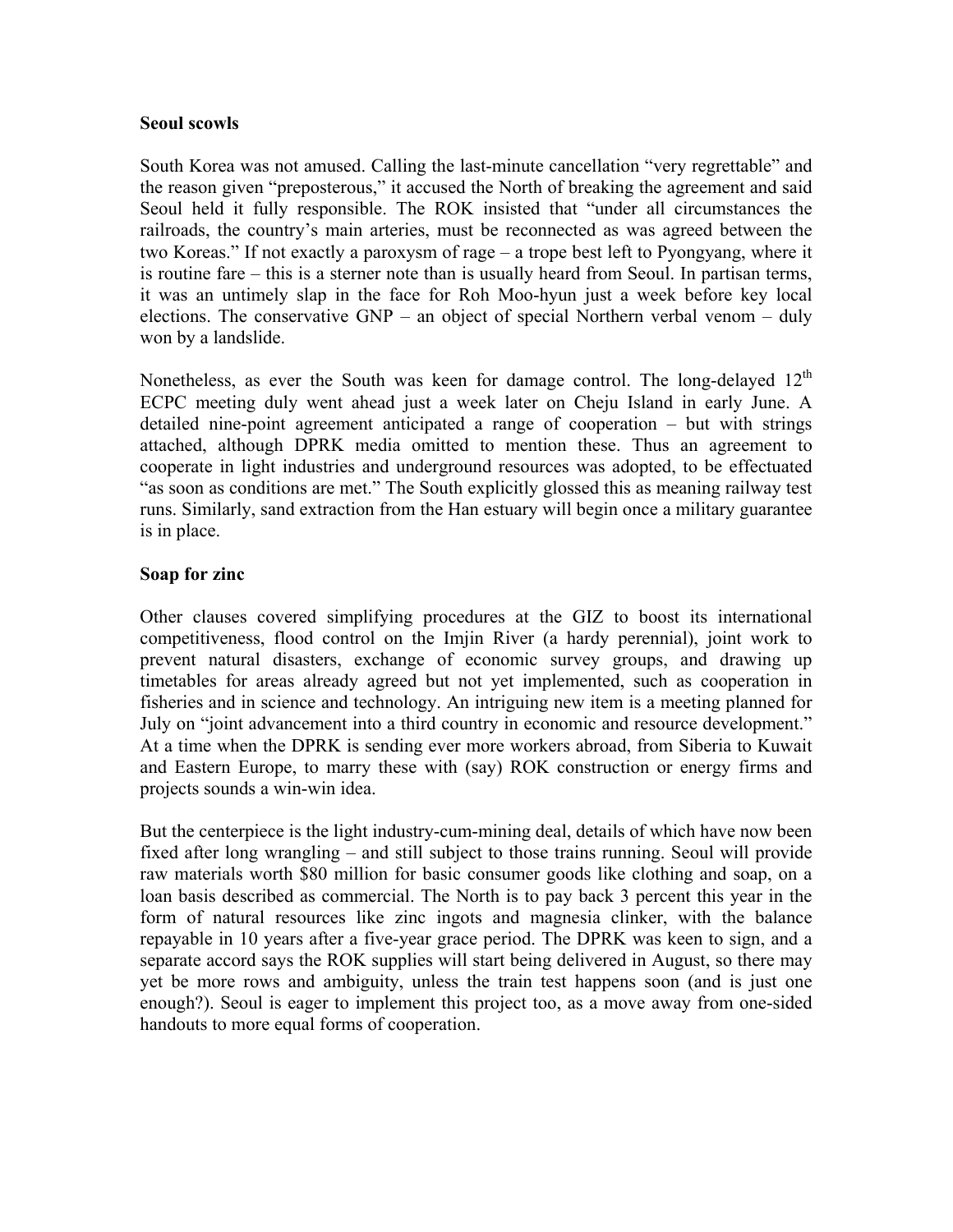**Seoul scowls**

South Korea was not amused. Calling the last-minute cancellation "very regrettable" and the reason given "preposterous," it accused the North of breaking the agreement and said Seoul held it fully responsible. The ROK insisted that "under all circumstances the railroads, the country's main arteries, must be reconnected as was agreed between the two Koreas." If not exactly a paroxysm of rage – a trope best left to Pyongyang, where it is routine fare – this is a sterner note than is usually heard from Seoul. In partisan terms, it was an untimely slap in the face for Roh Moo-hyun just a week before key local elections. The conservative GNP – an object of special Northern verbal venom – duly won by a landslide.

Nonetheless, as ever the South was keen for damage control. The long-delayed 12th ECPC meeting duly went ahead just a week later on Cheju Island in early June. A detailed nine-point agreement anticipated a range of cooperation – but with strings attached, although DPRK media omitted to mention these. Thus an agreement to cooperate in light industries and underground resources was adopted, to be effectuated "as soon as conditions are met." The South explicitly glossed this as meaning railway test runs. Similarly, sand extraction from the Han estuary will begin once a military guarantee is in place.

**Soap for zinc**

Other clauses covered simplifying procedures at the GIZ to boost its international competitiveness, flood control on the Imjin River (a hardy perennial), joint work to prevent natural disasters, exchange of economic survey groups, and drawing up timetables for areas already agreed but not yet implemented, such as cooperation in fisheries and in science and technology. An intriguing new item is a meeting planned for July on "joint advancement into a third country in economic and resource development." At a time when the DPRK is sending ever more workers abroad, from Siberia to Kuwait and Eastern Europe, to marry these with (say) ROK construction or energy firms and projects sounds a win-win idea.

But the centerpiece is the light industry-cum-mining deal, details of which have now been fixed after long wrangling – and still subject to those trains running. Seoul will provide raw materials worth $80 million for basic consumer goods like clothing and soap, on a loan basis described as commercial. The North is to pay back 3 percent this year in the form of natural resources like zinc ingots and magnesia clinker, with the balance repayable in 10 years after a five-year grace period. The DPRK was keen to sign, and a separate accord says the ROK supplies will start being delivered in August, so there may yet be more rows and ambiguity, unless the train test happens soon (and is just one enough?). Seoul is eager to implement this project too, as a move away from one-sided handouts to more equal forms of cooperation.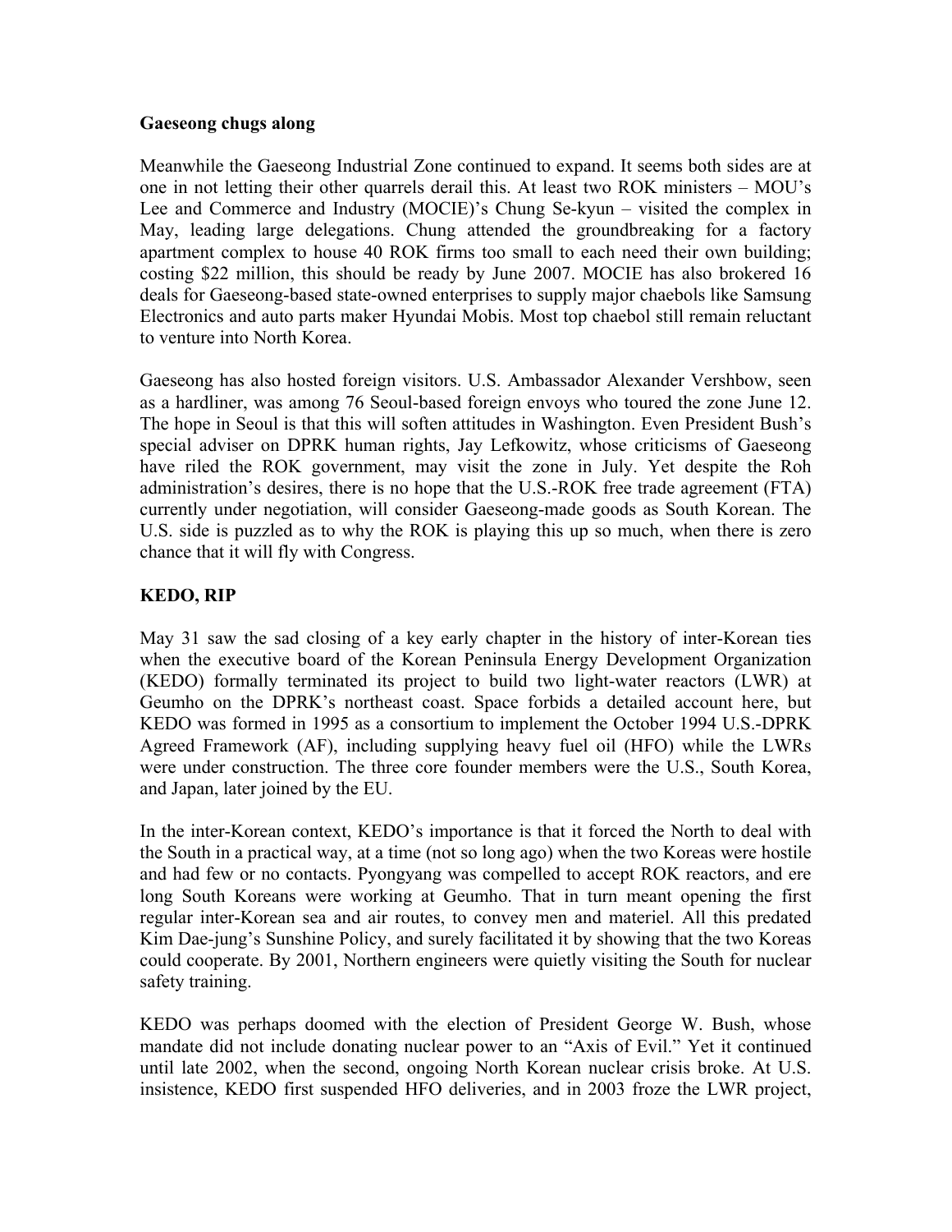**Gaeseong chugs along**

Meanwhile the Gaeseong Industrial Zone continued to expand. It seems both sides are at one in not letting their other quarrels derail this. At least two ROK ministers – MOU's Lee and Commerce and Industry (MOCIE)'s Chung Se-kyun – visited the complex in May, leading large delegations. Chung attended the groundbreaking for a factory apartment complex to house 40 ROK firms too small to each need their own building; costing $22 million, this should be ready by June 2007. MOCIE has also brokered 16 deals for Gaeseong-based state-owned enterprises to supply major chaebols like Samsung Electronics and auto parts maker Hyundai Mobis. Most top chaebol still remain reluctant to venture into North Korea.

Gaeseong has also hosted foreign visitors. U.S. Ambassador Alexander Vershbow, seen as a hardliner, was among 76 Seoul-based foreign envoys who toured the zone June 12. The hope in Seoul is that this will soften attitudes in Washington. Even President Bush's special adviser on DPRK human rights, Jay Lefkowitz, whose criticisms of Gaeseong have riled the ROK government, may visit the zone in July. Yet despite the Roh administration's desires, there is no hope that the U.S.-ROK free trade agreement (FTA) currently under negotiation, will consider Gaeseong-made goods as South Korean. The U.S. side is puzzled as to why the ROK is playing this up so much, when there is zero chance that it will fly with Congress.

**KEDO, RIP**

May 31 saw the sad closing of a key early chapter in the history of inter-Korean ties when the executive board of the Korean Peninsula Energy Development Organization (KEDO) formally terminated its project to build two light-water reactors (LWR) at Geumho on the DPRK's northeast coast. Space forbids a detailed account here, but KEDO was formed in 1995 as a consortium to implement the October 1994 U.S.-DPRK Agreed Framework (AF), including supplying heavy fuel oil (HFO) while the LWRs were under construction. The three core founder members were the U.S., South Korea, and Japan, later joined by the EU.

In the inter-Korean context, KEDO's importance is that it forced the North to deal with the South in a practical way, at a time (not so long ago) when the two Koreas were hostile and had few or no contacts. Pyongyang was compelled to accept ROK reactors, and ere long South Koreans were working at Geumho. That in turn meant opening the first regular inter-Korean sea and air routes, to convey men and materiel. All this predated Kim Dae-jung's Sunshine Policy, and surely facilitated it by showing that the two Koreas could cooperate. By 2001, Northern engineers were quietly visiting the South for nuclear safety training.

KEDO was perhaps doomed with the election of President George W. Bush, whose mandate did not include donating nuclear power to an "Axis of Evil." Yet it continued until late 2002, when the second, ongoing North Korean nuclear crisis broke. At U.S. insistence, KEDO first suspended HFO deliveries, and in 2003 froze the LWR project,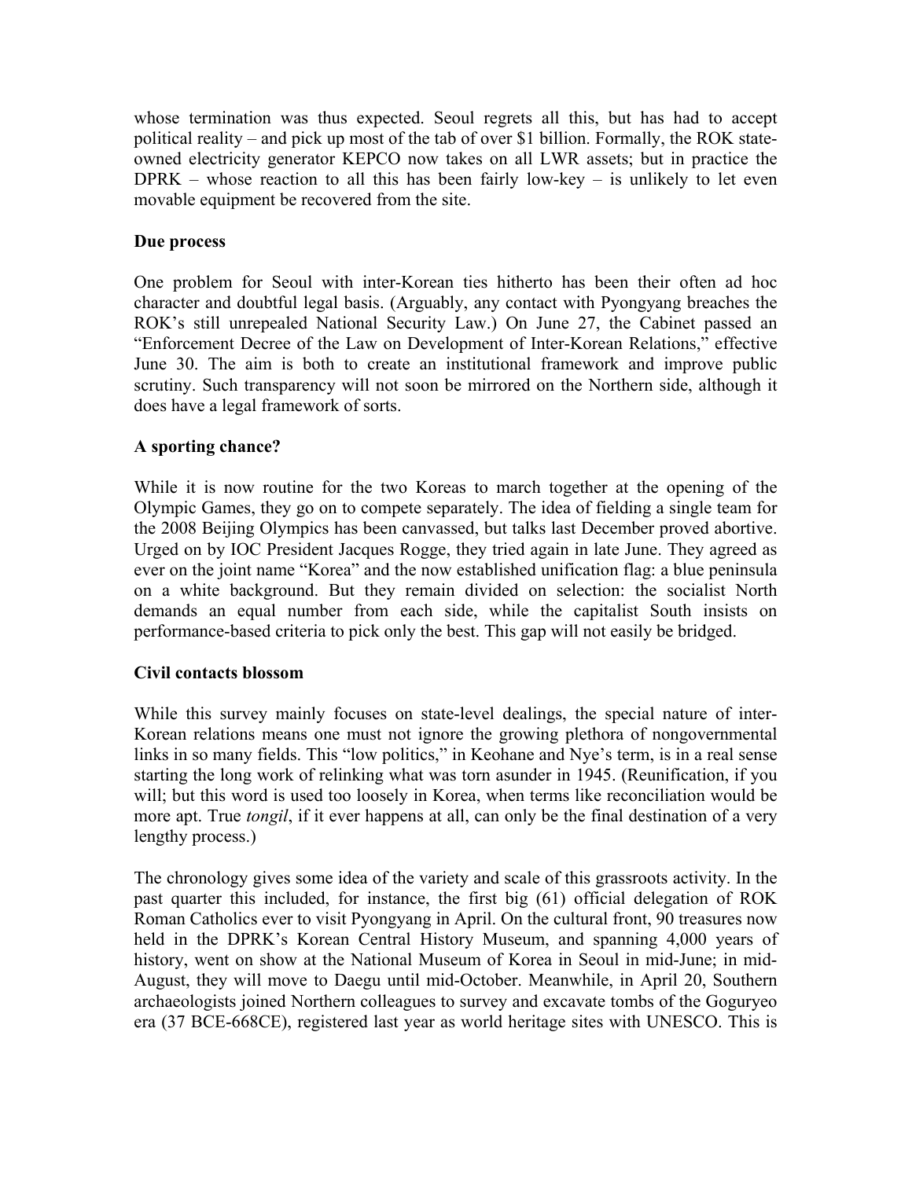whose termination was thus expected. Seoul regrets all this, but has had to accept political reality – and pick up most of the tab of over $1 billion. Formally, the ROK state-owned electricity generator KEPCO now takes on all LWR assets; but in practice the DPRK – whose reaction to all this has been fairly low-key – is unlikely to let even movable equipment be recovered from the site.

**Due process**

One problem for Seoul with inter-Korean ties hitherto has been their often ad hoc character and doubtful legal basis. (Arguably, any contact with Pyongyang breaches the ROK's still unrepealed National Security Law.) On June 27, the Cabinet passed an "Enforcement Decree of the Law on Development of Inter-Korean Relations," effective June 30. The aim is both to create an institutional framework and improve public scrutiny. Such transparency will not soon be mirrored on the Northern side, although it does have a legal framework of sorts.

**A sporting chance?**

While it is now routine for the two Koreas to march together at the opening of the Olympic Games, they go on to compete separately. The idea of fielding a single team for the 2008 Beijing Olympics has been canvassed, but talks last December proved abortive. Urged on by IOC President Jacques Rogge, they tried again in late June. They agreed as ever on the joint name "Korea" and the now established unification flag: a blue peninsula on a white background. But they remain divided on selection: the socialist North demands an equal number from each side, while the capitalist South insists on performance-based criteria to pick only the best. This gap will not easily be bridged.

**Civil contacts blossom**

While this survey mainly focuses on state-level dealings, the special nature of inter-Korean relations means one must not ignore the growing plethora of nongovernmental links in so many fields. This "low politics," in Keohane and Nye's term, is in a real sense starting the long work of relinking what was torn asunder in 1945. (Reunification, if you will; but this word is used too loosely in Korea, when terms like reconciliation would be more apt. True *tongil*, if it ever happens at all, can only be the final destination of a very lengthy process.)

The chronology gives some idea of the variety and scale of this grassroots activity. In the past quarter this included, for instance, the first big (61) official delegation of ROK Roman Catholics ever to visit Pyongyang in April. On the cultural front, 90 treasures now held in the DPRK's Korean Central History Museum, and spanning 4,000 years of history, went on show at the National Museum of Korea in Seoul in mid-June; in mid-August, they will move to Daegu until mid-October. Meanwhile, in April 20, Southern archaeologists joined Northern colleagues to survey and excavate tombs of the Goguryeo era (37 BCE-668CE), registered last year as world heritage sites with UNESCO. This is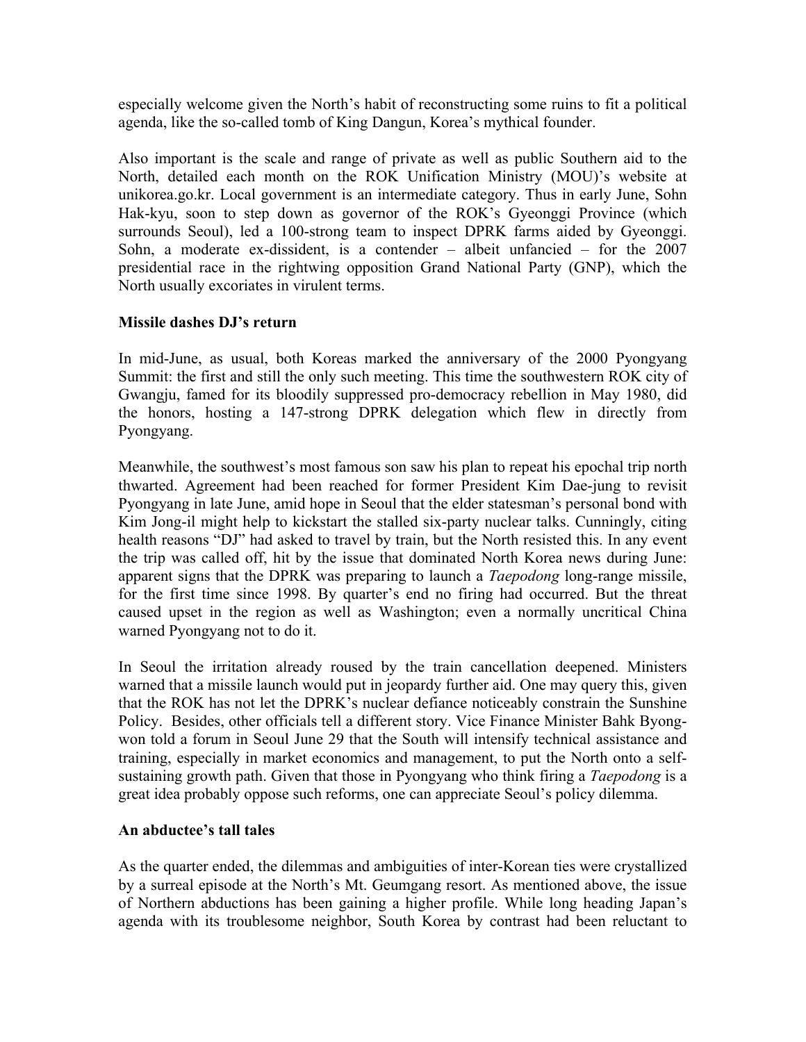especially welcome given the North's habit of reconstructing some ruins to fit a political agenda, like the so-called tomb of King Dangun, Korea's mythical founder.

Also important is the scale and range of private as well as public Southern aid to the North, detailed each month on the ROK Unification Ministry (MOU)'s website at unikorea.go.kr. Local government is an intermediate category. Thus in early June, Sohn Hak-kyu, soon to step down as governor of the ROK's Gyeonggi Province (which surrounds Seoul), led a 100-strong team to inspect DPRK farms aided by Gyeonggi. Sohn, a moderate ex-dissident, is a contender – albeit unfancied – for the 2007 presidential race in the rightwing opposition Grand National Party (GNP), which the North usually excoriates in virulent terms.

**Missile dashes DJ's return**

In mid-June, as usual, both Koreas marked the anniversary of the 2000 Pyongyang Summit: the first and still the only such meeting. This time the southwestern ROK city of Gwangju, famed for its bloodily suppressed pro-democracy rebellion in May 1980, did the honors, hosting a 147-strong DPRK delegation which flew in directly from Pyongyang.

Meanwhile, the southwest's most famous son saw his plan to repeat his epochal trip north thwarted. Agreement had been reached for former President Kim Dae-jung to revisit Pyongyang in late June, amid hope in Seoul that the elder statesman's personal bond with Kim Jong-il might help to kickstart the stalled six-party nuclear talks. Cunningly, citing health reasons "DJ" had asked to travel by train, but the North resisted this. In any event the trip was called off, hit by the issue that dominated North Korea news during June: apparent signs that the DPRK was preparing to launch a *Taepodong* long-range missile, for the first time since 1998. By quarter's end no firing had occurred. But the threat caused upset in the region as well as Washington; even a normally uncritical China warned Pyongyang not to do it.

In Seoul the irritation already roused by the train cancellation deepened. Ministers warned that a missile launch would put in jeopardy further aid. One may query this, given that the ROK has not let the DPRK's nuclear defiance noticeably constrain the Sunshine Policy. Besides, other officials tell a different story. Vice Finance Minister Bahk Byong-won told a forum in Seoul June 29 that the South will intensify technical assistance and training, especially in market economics and management, to put the North onto a self-sustaining growth path. Given that those in Pyongyang who think firing a *Taepodong* is a great idea probably oppose such reforms, one can appreciate Seoul's policy dilemma.

**An abductee's tall tales**

As the quarter ended, the dilemmas and ambiguities of inter-Korean ties were crystallized by a surreal episode at the North's Mt. Geumgang resort. As mentioned above, the issue of Northern abductions has been gaining a higher profile. While long heading Japan's agenda with its troublesome neighbor, South Korea by contrast had been reluctant to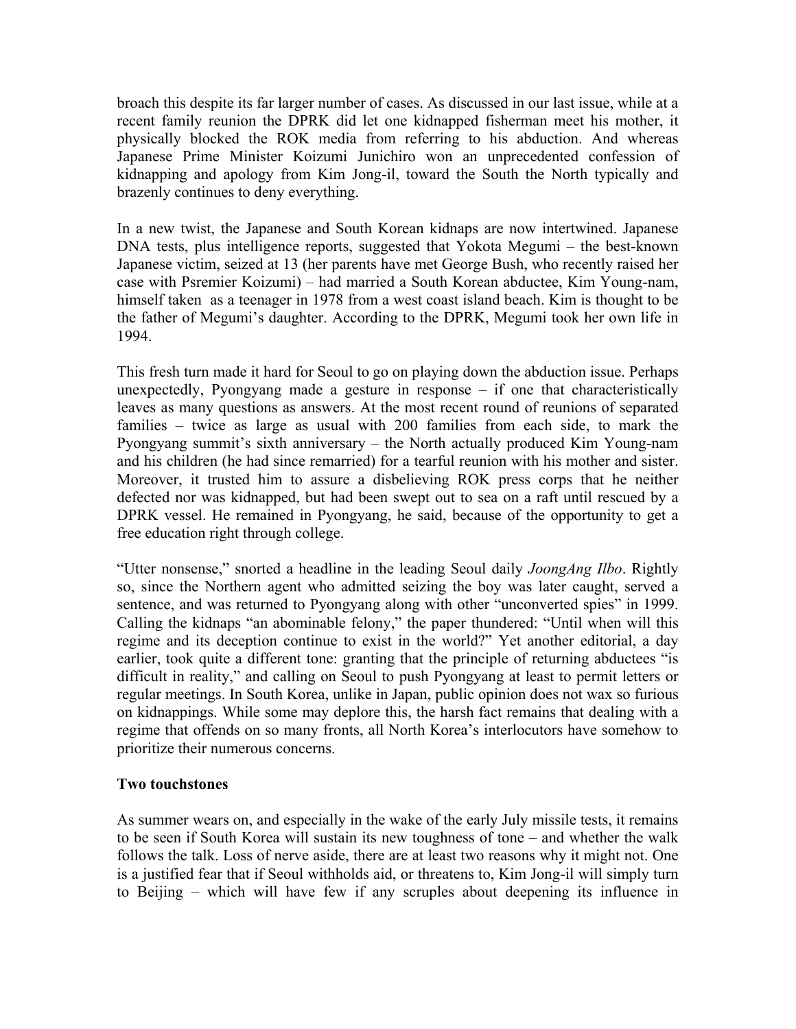broach this despite its far larger number of cases. As discussed in our last issue, while at a recent family reunion the DPRK did let one kidnapped fisherman meet his mother, it physically blocked the ROK media from referring to his abduction. And whereas Japanese Prime Minister Koizumi Junichiro won an unprecedented confession of kidnapping and apology from Kim Jong-il, toward the South the North typically and brazenly continues to deny everything.

In a new twist, the Japanese and South Korean kidnaps are now intertwined. Japanese DNA tests, plus intelligence reports, suggested that Yokota Megumi – the best-known Japanese victim, seized at 13 (her parents have met George Bush, who recently raised her case with Psremier Koizumi) – had married a South Korean abductee, Kim Young-nam, himself taken as a teenager in 1978 from a west coast island beach. Kim is thought to be the father of Megumi's daughter. According to the DPRK, Megumi took her own life in 1994.

This fresh turn made it hard for Seoul to go on playing down the abduction issue. Perhaps unexpectedly, Pyongyang made a gesture in response – if one that characteristically leaves as many questions as answers. At the most recent round of reunions of separated families – twice as large as usual with 200 families from each side, to mark the Pyongyang summit's sixth anniversary – the North actually produced Kim Young-nam and his children (he had since remarried) for a tearful reunion with his mother and sister. Moreover, it trusted him to assure a disbelieving ROK press corps that he neither defected nor was kidnapped, but had been swept out to sea on a raft until rescued by a DPRK vessel. He remained in Pyongyang, he said, because of the opportunity to get a free education right through college.

"Utter nonsense," snorted a headline in the leading Seoul daily *JoongAng Ilbo*. Rightly so, since the Northern agent who admitted seizing the boy was later caught, served a sentence, and was returned to Pyongyang along with other "unconverted spies" in 1999. Calling the kidnaps "an abominable felony," the paper thundered: "Until when will this regime and its deception continue to exist in the world?" Yet another editorial, a day earlier, took quite a different tone: granting that the principle of returning abductees "is difficult in reality," and calling on Seoul to push Pyongyang at least to permit letters or regular meetings. In South Korea, unlike in Japan, public opinion does not wax so furious on kidnappings. While some may deplore this, the harsh fact remains that dealing with a regime that offends on so many fronts, all North Korea's interlocutors have somehow to prioritize their numerous concerns.

**Two touchstones**

As summer wears on, and especially in the wake of the early July missile tests, it remains to be seen if South Korea will sustain its new toughness of tone – and whether the walk follows the talk. Loss of nerve aside, there are at least two reasons why it might not. One is a justified fear that if Seoul withholds aid, or threatens to, Kim Jong-il will simply turn to Beijing – which will have few if any scruples about deepening its influence in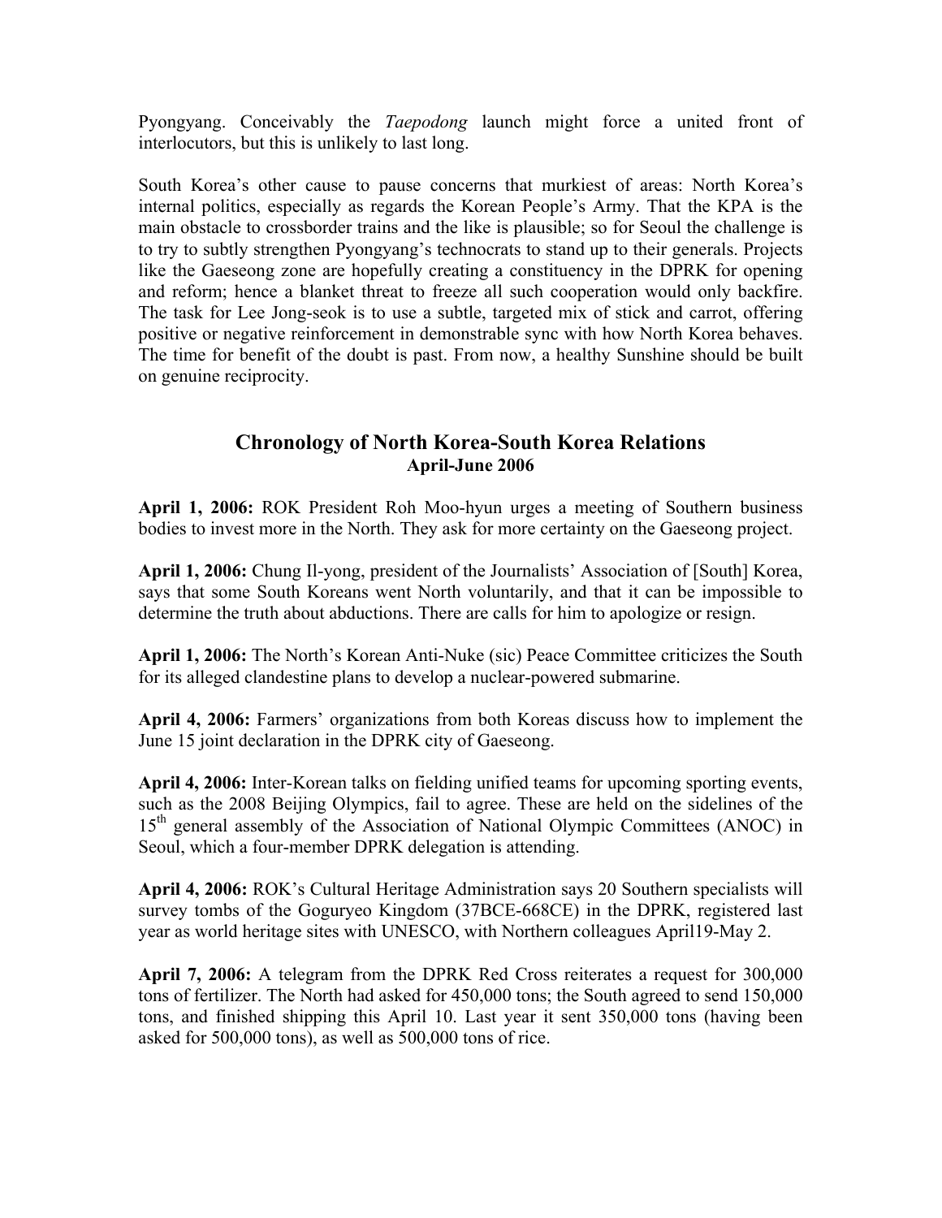Pyongyang. Conceivably the *Taepodong* launch might force a united front of interlocutors, but this is unlikely to last long.

South Korea's other cause to pause concerns that murkiest of areas: North Korea's internal politics, especially as regards the Korean People's Army. That the KPA is the main obstacle to crossborder trains and the like is plausible; so for Seoul the challenge is to try to subtly strengthen Pyongyang's technocrats to stand up to their generals. Projects like the Gaeseong zone are hopefully creating a constituency in the DPRK for opening and reform; hence a blanket threat to freeze all such cooperation would only backfire. The task for Lee Jong-seok is to use a subtle, targeted mix of stick and carrot, offering positive or negative reinforcement in demonstrable sync with how North Korea behaves. The time for benefit of the doubt is past. From now, a healthy Sunshine should be built on genuine reciprocity.

## Chronology of North Korea-South Korea Relations
### April-June 2006

**April 1, 2006:** ROK President Roh Moo-hyun urges a meeting of Southern business bodies to invest more in the North. They ask for more certainty on the Gaeseong project.

**April 1, 2006:** Chung Il-yong, president of the Journalists' Association of [South] Korea, says that some South Koreans went North voluntarily, and that it can be impossible to determine the truth about abductions. There are calls for him to apologize or resign.

**April 1, 2006:** The North's Korean Anti-Nuke (sic) Peace Committee criticizes the South for its alleged clandestine plans to develop a nuclear-powered submarine.

**April 4, 2006:** Farmers' organizations from both Koreas discuss how to implement the June 15 joint declaration in the DPRK city of Gaeseong.

**April 4, 2006:** Inter-Korean talks on fielding unified teams for upcoming sporting events, such as the 2008 Beijing Olympics, fail to agree. These are held on the sidelines of the 15th general assembly of the Association of National Olympic Committees (ANOC) in Seoul, which a four-member DPRK delegation is attending.

**April 4, 2006:** ROK's Cultural Heritage Administration says 20 Southern specialists will survey tombs of the Goguryeo Kingdom (37BCE-668CE) in the DPRK, registered last year as world heritage sites with UNESCO, with Northern colleagues April19-May 2.

**April 7, 2006:** A telegram from the DPRK Red Cross reiterates a request for 300,000 tons of fertilizer. The North had asked for 450,000 tons; the South agreed to send 150,000 tons, and finished shipping this April 10. Last year it sent 350,000 tons (having been asked for 500,000 tons), as well as 500,000 tons of rice.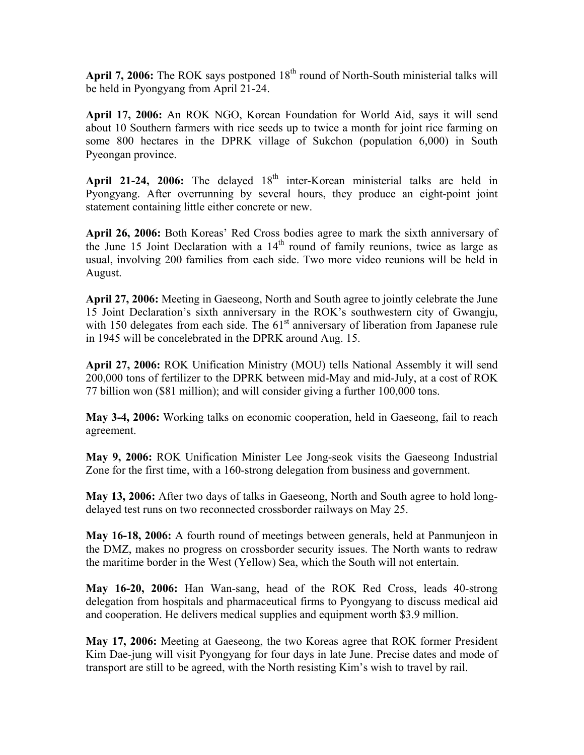**April 7, 2006:** The ROK says postponed 18th round of North-South ministerial talks will be held in Pyongyang from April 21-24.

**April 17, 2006:** An ROK NGO, Korean Foundation for World Aid, says it will send about 10 Southern farmers with rice seeds up to twice a month for joint rice farming on some 800 hectares in the DPRK village of Sukchon (population 6,000) in South Pyeongan province.

**April 21-24, 2006:** The delayed 18th inter-Korean ministerial talks are held in Pyongyang. After overrunning by several hours, they produce an eight-point joint statement containing little either concrete or new.

**April 26, 2006:** Both Koreas' Red Cross bodies agree to mark the sixth anniversary of the June 15 Joint Declaration with a 14th round of family reunions, twice as large as usual, involving 200 families from each side. Two more video reunions will be held in August.

**April 27, 2006:** Meeting in Gaeseong, North and South agree to jointly celebrate the June 15 Joint Declaration's sixth anniversary in the ROK's southwestern city of Gwangju, with 150 delegates from each side. The 61st anniversary of liberation from Japanese rule in 1945 will be concelebrated in the DPRK around Aug. 15.

**April 27, 2006:** ROK Unification Ministry (MOU) tells National Assembly it will send 200,000 tons of fertilizer to the DPRK between mid-May and mid-July, at a cost of ROK 77 billion won ($81 million); and will consider giving a further 100,000 tons.

**May 3-4, 2006:** Working talks on economic cooperation, held in Gaeseong, fail to reach agreement.

**May 9, 2006:** ROK Unification Minister Lee Jong-seok visits the Gaeseong Industrial Zone for the first time, with a 160-strong delegation from business and government.

**May 13, 2006:** After two days of talks in Gaeseong, North and South agree to hold long-delayed test runs on two reconnected crossborder railways on May 25.

**May 16-18, 2006:** A fourth round of meetings between generals, held at Panmunjeon in the DMZ, makes no progress on crossborder security issues. The North wants to redraw the maritime border in the West (Yellow) Sea, which the South will not entertain.

**May 16-20, 2006:** Han Wan-sang, head of the ROK Red Cross, leads 40-strong delegation from hospitals and pharmaceutical firms to Pyongyang to discuss medical aid and cooperation. He delivers medical supplies and equipment worth $3.9 million.

**May 17, 2006:** Meeting at Gaeseong, the two Koreas agree that ROK former President Kim Dae-jung will visit Pyongyang for four days in late June. Precise dates and mode of transport are still to be agreed, with the North resisting Kim's wish to travel by rail.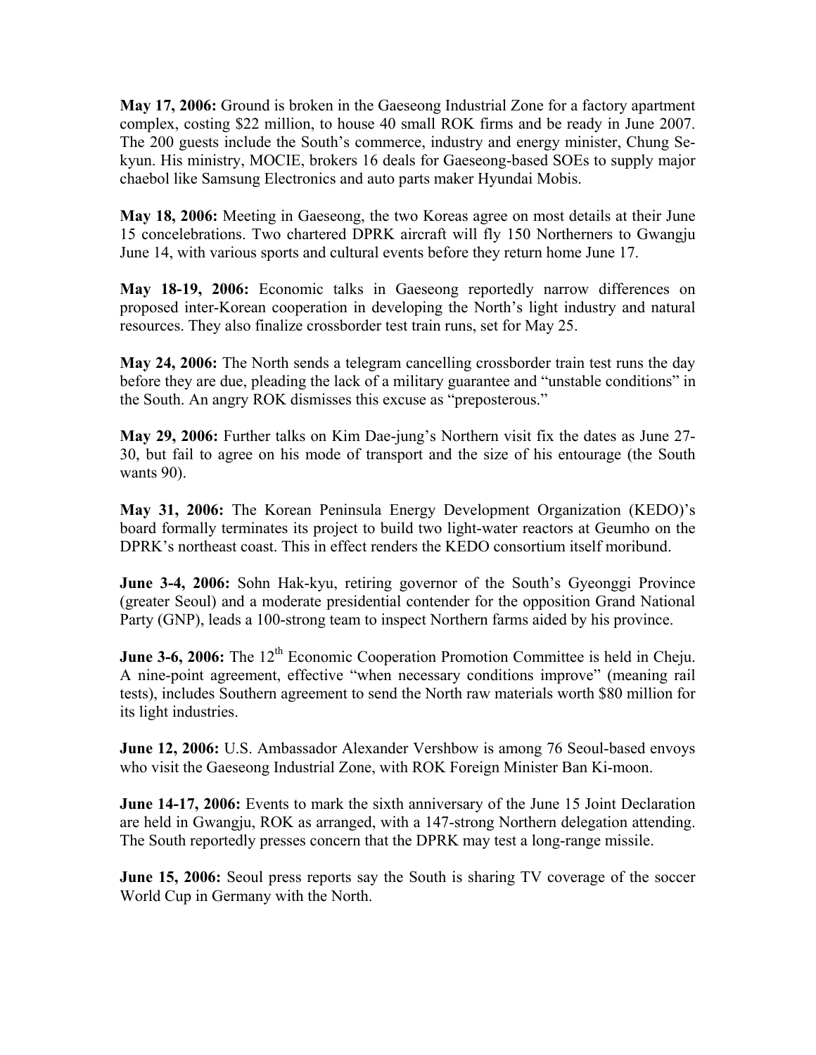**May 17, 2006:** Ground is broken in the Gaeseong Industrial Zone for a factory apartment complex, costing $22 million, to house 40 small ROK firms and be ready in June 2007. The 200 guests include the South's commerce, industry and energy minister, Chung Se-kyun. His ministry, MOCIE, brokers 16 deals for Gaeseong-based SOEs to supply major chaebol like Samsung Electronics and auto parts maker Hyundai Mobis.

**May 18, 2006:** Meeting in Gaeseong, the two Koreas agree on most details at their June 15 concelebrations. Two chartered DPRK aircraft will fly 150 Northerners to Gwangju June 14, with various sports and cultural events before they return home June 17.

**May 18-19, 2006:** Economic talks in Gaeseong reportedly narrow differences on proposed inter-Korean cooperation in developing the North's light industry and natural resources. They also finalize crossborder test train runs, set for May 25.

**May 24, 2006:** The North sends a telegram cancelling crossborder train test runs the day before they are due, pleading the lack of a military guarantee and "unstable conditions" in the South. An angry ROK dismisses this excuse as "preposterous."

**May 29, 2006:** Further talks on Kim Dae-jung's Northern visit fix the dates as June 27-30, but fail to agree on his mode of transport and the size of his entourage (the South wants 90).

**May 31, 2006:** The Korean Peninsula Energy Development Organization (KEDO)'s board formally terminates its project to build two light-water reactors at Geumho on the DPRK's northeast coast. This in effect renders the KEDO consortium itself moribund.

**June 3-4, 2006:** Sohn Hak-kyu, retiring governor of the South's Gyeonggi Province (greater Seoul) and a moderate presidential contender for the opposition Grand National Party (GNP), leads a 100-strong team to inspect Northern farms aided by his province.

**June 3-6, 2006:** The 12th Economic Cooperation Promotion Committee is held in Cheju. A nine-point agreement, effective "when necessary conditions improve" (meaning rail tests), includes Southern agreement to send the North raw materials worth $80 million for its light industries.

**June 12, 2006:** U.S. Ambassador Alexander Vershbow is among 76 Seoul-based envoys who visit the Gaeseong Industrial Zone, with ROK Foreign Minister Ban Ki-moon.

**June 14-17, 2006:** Events to mark the sixth anniversary of the June 15 Joint Declaration are held in Gwangju, ROK as arranged, with a 147-strong Northern delegation attending. The South reportedly presses concern that the DPRK may test a long-range missile.

**June 15, 2006:** Seoul press reports say the South is sharing TV coverage of the soccer World Cup in Germany with the North.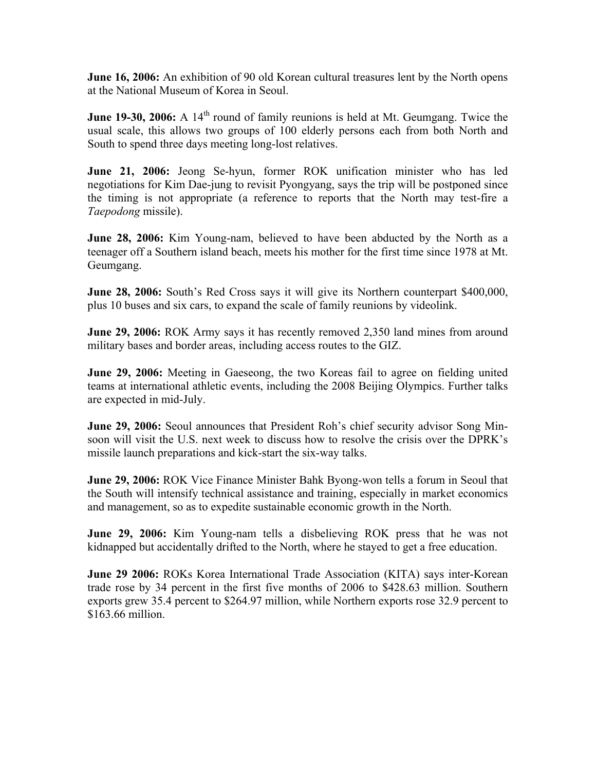**June 16, 2006:** An exhibition of 90 old Korean cultural treasures lent by the North opens at the National Museum of Korea in Seoul.

**June 19-30, 2006:** A 14th round of family reunions is held at Mt. Geumgang. Twice the usual scale, this allows two groups of 100 elderly persons each from both North and South to spend three days meeting long-lost relatives.

**June 21, 2006:** Jeong Se-hyun, former ROK unification minister who has led negotiations for Kim Dae-jung to revisit Pyongyang, says the trip will be postponed since the timing is not appropriate (a reference to reports that the North may test-fire a *Taepodong* missile).

**June 28, 2006:** Kim Young-nam, believed to have been abducted by the North as a teenager off a Southern island beach, meets his mother for the first time since 1978 at Mt. Geumgang.

**June 28, 2006:** South's Red Cross says it will give its Northern counterpart $400,000, plus 10 buses and six cars, to expand the scale of family reunions by videolink.

**June 29, 2006:** ROK Army says it has recently removed 2,350 land mines from around military bases and border areas, including access routes to the GIZ.

**June 29, 2006:** Meeting in Gaeseong, the two Koreas fail to agree on fielding united teams at international athletic events, including the 2008 Beijing Olympics. Further talks are expected in mid-July.

**June 29, 2006:** Seoul announces that President Roh's chief security advisor Song Min-soon will visit the U.S. next week to discuss how to resolve the crisis over the DPRK's missile launch preparations and kick-start the six-way talks.

**June 29, 2006:** ROK Vice Finance Minister Bahk Byong-won tells a forum in Seoul that the South will intensify technical assistance and training, especially in market economics and management, so as to expedite sustainable economic growth in the North.

**June 29, 2006:** Kim Young-nam tells a disbelieving ROK press that he was not kidnapped but accidentally drifted to the North, where he stayed to get a free education.

**June 29 2006:** ROKs Korea International Trade Association (KITA) says inter-Korean trade rose by 34 percent in the first five months of 2006 to $428.63 million. Southern exports grew 35.4 percent to $264.97 million, while Northern exports rose 32.9 percent to $163.66 million.